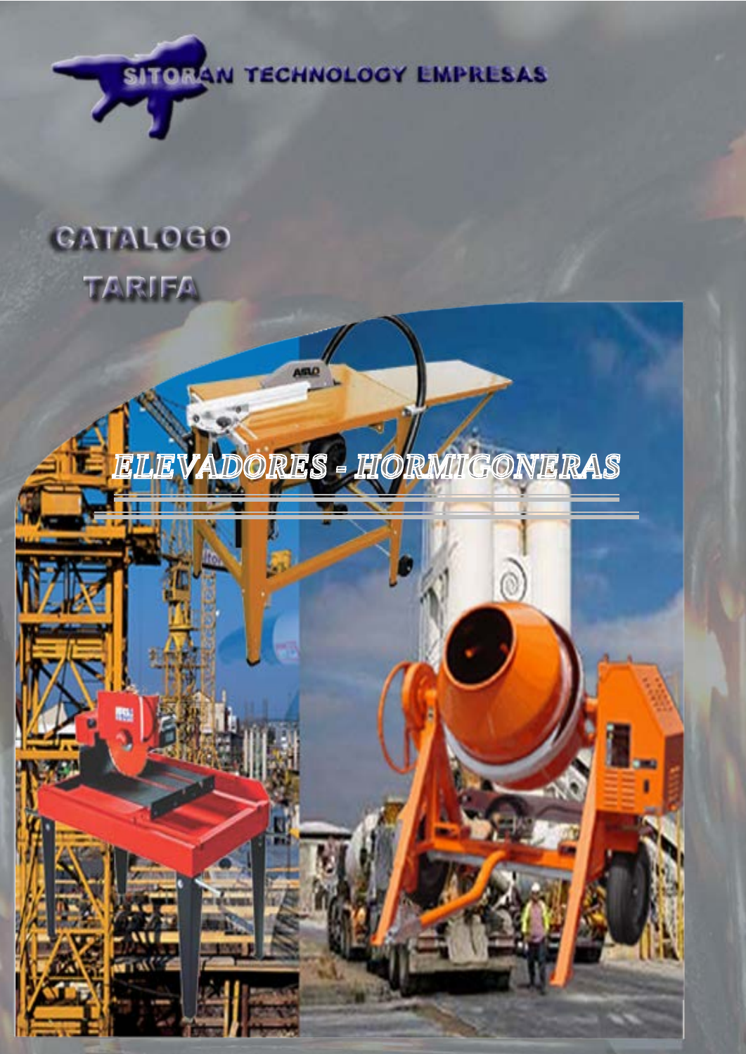SITORAN TECHNOLOGY EMPRESAS

# CATALOGO

# TARIFA

## *ELEVADORES - HORMIGONERAS*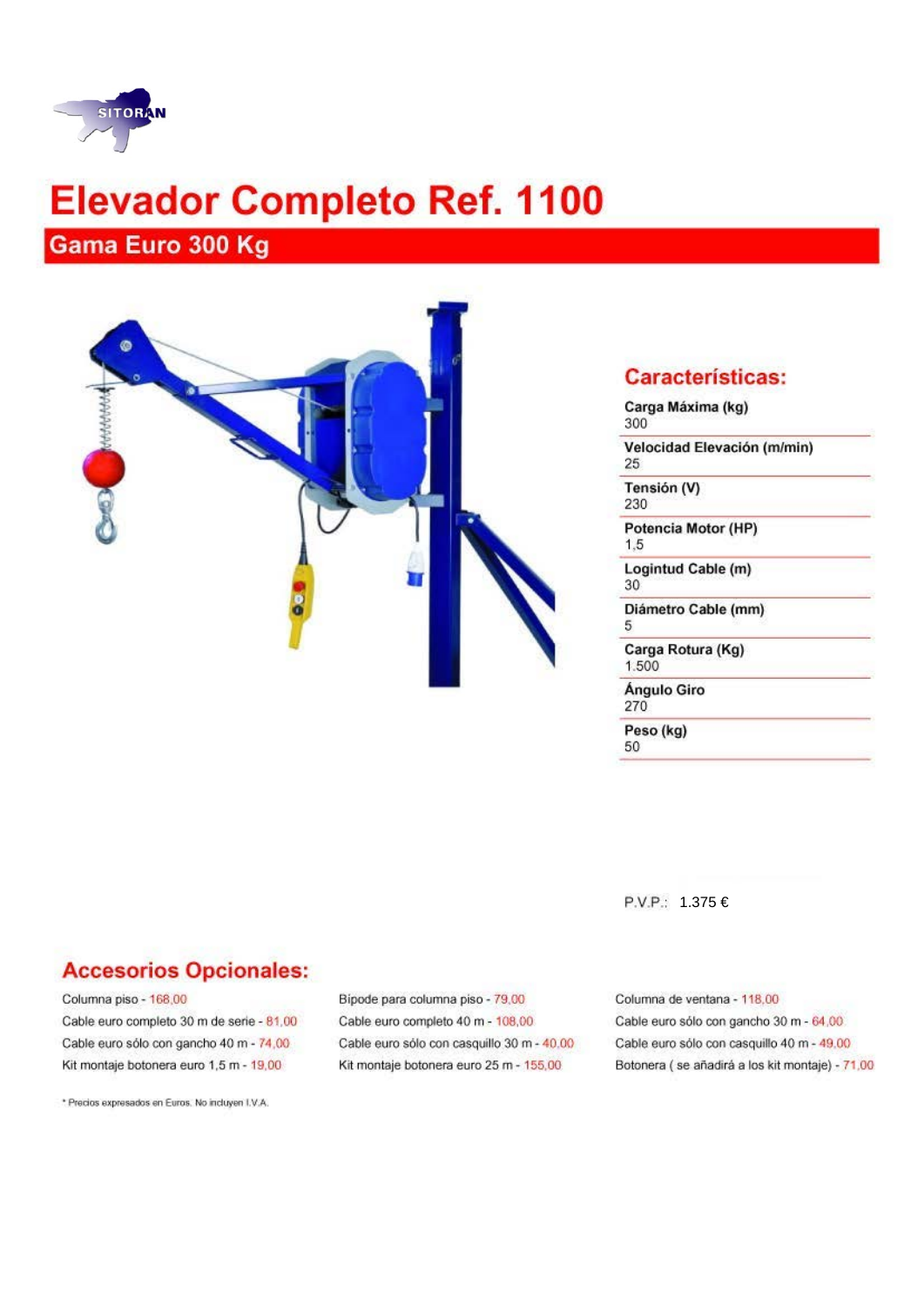SITORAN

# Elevador Completo Ref. 1100

## Gama Euro 300 Kg

### Características:

| Característica | Valor |
|---|---|
| Carga Máxima (kg) | 300 |
| Velocidad Elevación (m/min) | 25 |
| Tensión (V) | 230 |
| Potencia Motor (HP) | 1,5 |
| Logintud Cable (m) | 30 |
| Diámetro Cable (mm) | 5 |
| Carga Rotura (Kg) | 1.500 |
| Ángulo Giro | 270 |
| Peso (kg) | 50 |

P.V.P.: 1.375 €

### Accesorios Opcionales:

- Columna piso - 168,00
- Cable euro completo 30 m de serie - 81,00
- Cable euro sólo con gancho 40 m - 74,00
- Kit montaje botonera euro 1,5 m - 19,00
- Bipode para columna piso - 79,00
- Cable euro completo 40 m - 108,00
- Cable euro sólo con casquillo 30 m - 40,00
- Kit montaje botonera euro 25 m - 155,00
- Columna de ventana - 118,00
- Cable euro sólo con gancho 30 m - 64,00
- Cable euro sólo con casquillo 40 m - 49,00
- Botonera ( se añadirá a los kit montaje) - 71,00

* Precios expresados en Euros. No incluyen I.V.A.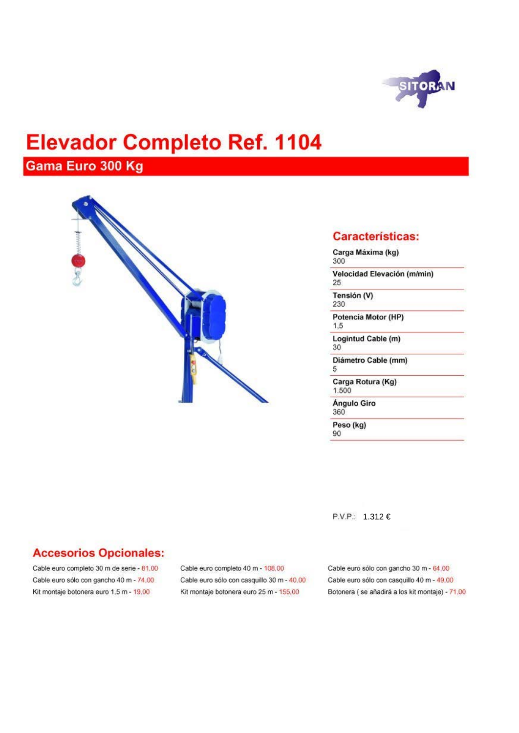# Elevador Completo Ref. 1104

## Gama Euro 300 Kg

### Características:

**Carga Máxima (kg)**
300

**Velocidad Elevación (m/min)**
25

**Tensión (V)**
230

**Potencia Motor (HP)**
1,5

**Logitud Cable (m)**
30

**Diámetro Cable (mm)**
5

**Carga Rotura (Kg)**
1.500

**Ángulo Giro**
360

**Peso (kg)**
90

P.V.P.: 1.312 €

### Accesorios Opcionales:

Cable euro completo 30 m de serie - 81,00
Cable euro sólo con gancho 40 m - 74,00
Kit montaje botonera euro 1,5 m - 19,00
Cable euro completo 40 m - 108,00
Cable euro sólo con casquillo 30 m - 40,00
Kit montaje botonera euro 25 m - 155,00
Cable euro sólo con gancho 30 m - 64,00
Cable euro sólo con casquillo 40 m - 49,00
Botonera ( se añadirá a los kit montaje) - 71,00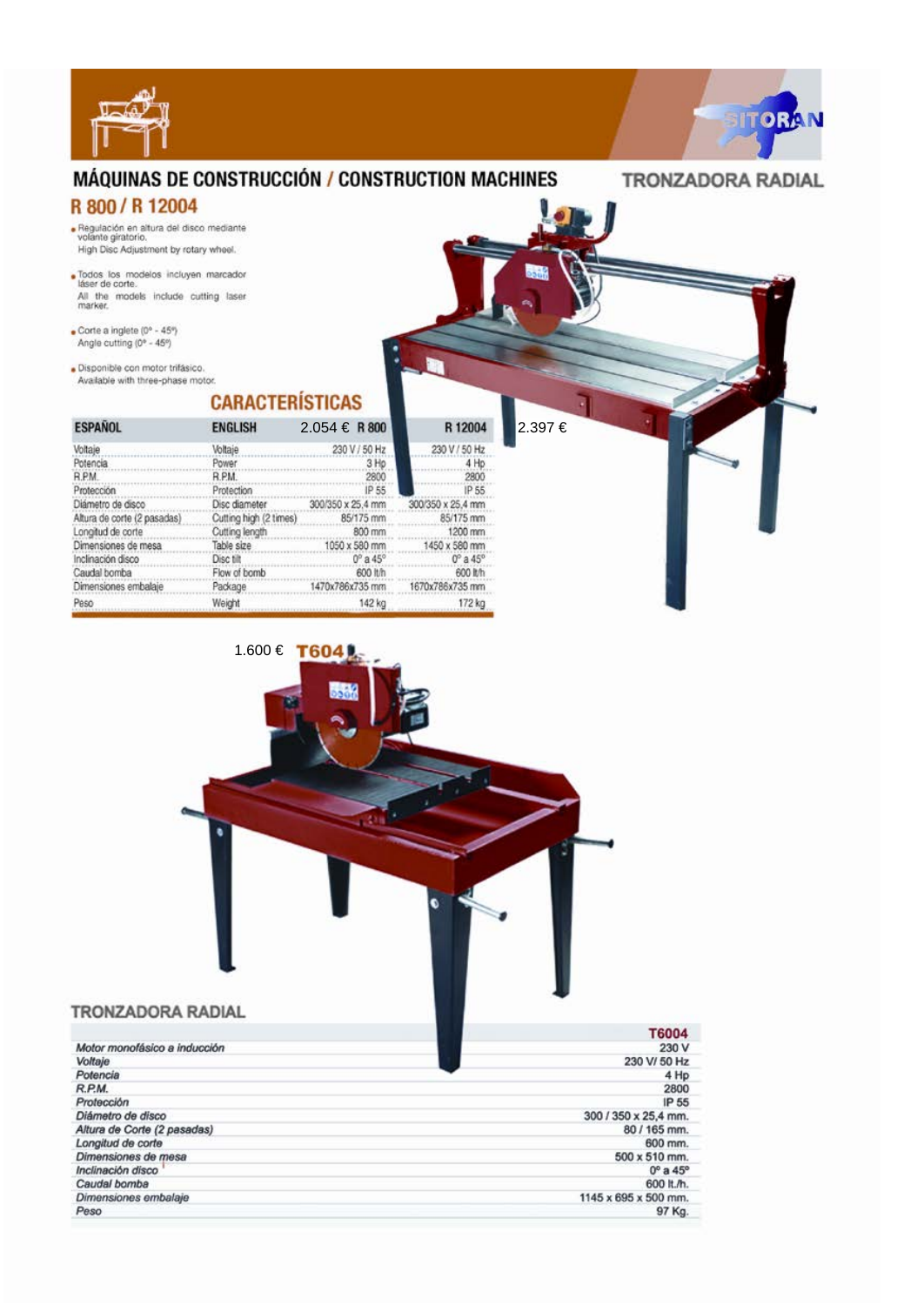# MÁQUINAS DE CONSTRUCCIÓN / CONSTRUCTION MACHINES

TRONZADORA RADIAL

## R 800 / R 12004

- Regulación en altura del disco mediante volante giratorio.
  High Disc Adjustment by rotary wheel.
- Todos los modelos incluyen marcador láser de corte.
  All the models include cutting laser marker.
- Corte a inglete (0º - 45º)
  Angle cutting (0º - 45º)
- Disponible con motor trifásico.
  Available with three-phase motor.

## CARACTERÍSTICAS

| ESPAÑOL | ENGLISH | 2.054 € R 800 | R 12004 2.397 € |
|---|---|---|---|
| Voltaje | Voltaje | 230 V / 50 Hz | 230 V / 50 Hz |
| Potencia | Power | 3 Hp | 4 Hp |
| R.P.M. | R.P.M. | 2800 | 2800 |
| Protección | Protection | IP 55 | IP 55 |
| Diámetro de disco | Disc diameter | 300/350 x 25,4 mm | 300/350 x 25,4 mm |
| Altura de corte (2 pasadas) | Cutting high (2 times) | 85/175 mm | 85/175 mm |
| Longitud de corte | Cutting length | 800 mm | 1200 mm |
| Dimensiones de mesa | Table size | 1050 x 580 mm | 1450 x 580 mm |
| Inclinación disco | Disc tilt | 0º a 45º | 0º a 45º |
| Caudal bomba | Flow of bomb | 600 lt/h | 600 lt/h |
| Dimensiones embalaje | Package | 1470x786x735 mm | 1670x786x735 mm |
| Peso | Weight | 142 kg | 172 kg |

1.600 € **T604**

## TRONZADORA RADIAL

| | T6004 |
|---|---|
| *Motor monofásico a inducción* | 230 V |
| *Voltaje* | 230 V/ 50 Hz |
| *Potencia* | 4 Hp |
| *R.P.M.* | 2800 |
| *Protección* | IP 55 |
| *Diámetro de disco* | 300 / 350 x 25,4 mm. |
| *Altura de Corte (2 pasadas)* | 80 / 165 mm. |
| *Longitud de corte* | 600 mm. |
| *Dimensiones de mesa* | 500 x 510 mm. |
| *Inclinación disco* | 0º a 45º |
| *Caudal bomba* | 600 lt./h. |
| *Dimensiones embalaje* | 1145 x 695 x 500 mm. |
| *Peso* | 97 Kg. |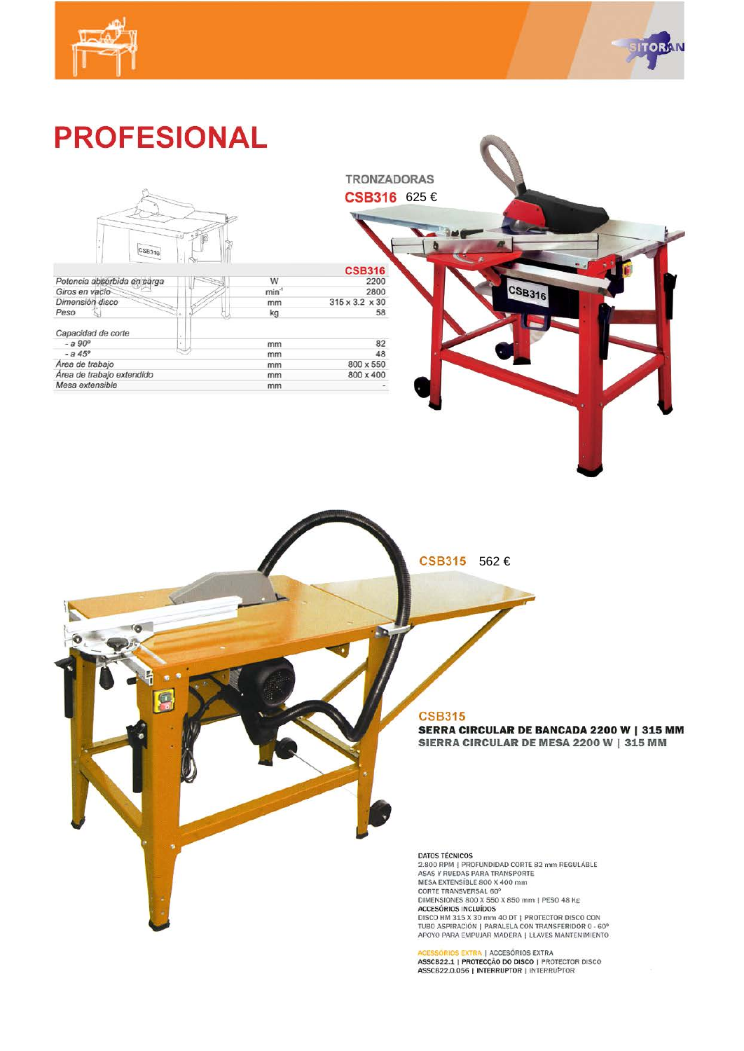# PROFESIONAL

## TRONZADORAS

**CSB316** 625 €

|  |  | CSB316 |
|---|---|---|
| Potencia absorbida en carga | W | 2200 |
| Giros en vacío | $min^{-1}$ | 2800 |
| Dimensión disco | mm | 315 x 3.2 x 30 |
| Peso | kg | 58 |
| Capacidad de corte |  |  |
| - a 90º | mm | 82 |
| - a 45º | mm | 48 |
| Área de trabajo | mm | 800 x 550 |
| Área de trabajo extendido | mm | 800 x 400 |
| Mesa extensible | mm | - |

**CSB315** 562 €

**CSB315**

**SERRA CIRCULAR DE BANCADA 2200 W | 315 MM**

**SIERRA CIRCULAR DE MESA 2200 W | 315 MM**

**DATOS TÉCNICOS**

2.800 RPM | PROFUNDIDAD CORTE 82 mm REGULABLE
ASAS Y RUEDAS PARA TRANSPORTE
MESA EXTENSIBLE 800 X 400 mm
CORTE TRANSVERSAL 60º
DIMENSIONES 800 X 550 X 850 mm | PESO 48 Kg

**ACCESÓRIOS INCLUÍDOS**

DISCO HM 315 X 30 mm 40 DT | PROTECTOR DISCO CON TUBO ASPIRACIÓN | PARALELA CON TRANSFERIDOR 0 - 60º
APOYO PARA EMPUJAR MADERA | LLAVES MANTENIMIENTO

ACESSÓRIOS EXTRA | ACCESÓRIOS EXTRA
ASSCB22.1 | PROTECÇÃO DO DISCO | PROTECTOR DISCO
ASSCB22.0.056 | INTERRUPTOR | INTERRUPTOR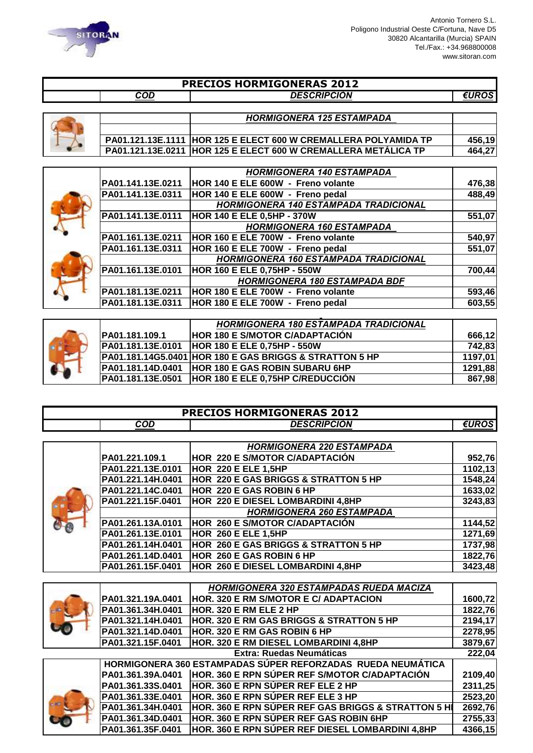Antonio Tornero S.L.
Poligono Industrial Oeste C/Fortuna, Nave D5
30820 Alcantarilla (Murcia) SPAIN
Tel./Fax.: +34.968800008
www.sitoran.com

## PRECIOS HORMIGONERAS 2012

| COD | DESCRIPCION | €UROS |
|---|---|---|
| | ***HORMIGONERA 125 ESTAMPADA*** | |
| PA01.121.13E.1111 | HOR 125 E ELECT 600 W CREMALLERA POLYAMIDA TP | 456,19 |
| PA01.121.13E.0211 | HOR 125 E ELECT 600 W CREMALLERA METÁLICA TP | 464,27 |
| | ***HORMIGONERA 140 ESTAMPADA*** | |
| PA01.141.13E.0211 | HOR 140 E ELE 600W - Freno volante | 476,38 |
| PA01.141.13E.0311 | HOR 140 E ELE 600W - Freno pedal | 488,49 |
| | ***HORMIGONERA 140 ESTAMPADA TRADICIONAL*** | |
| PA01.141.13E.0111 | HOR 140 E ELE 0,5HP - 370W | 551,07 |
| | ***HORMIGONERA 160 ESTAMPADA*** | |
| PA01.161.13E.0211 | HOR 160 E ELE 700W - Freno volante | 540,97 |
| PA01.161.13E.0311 | HOR 160 E ELE 700W - Freno pedal | 551,07 |
| | ***HORMIGONERA 160 ESTAMPADA TRADICIONAL*** | |
| PA01.161.13E.0101 | HOR 160 E ELE 0,75HP - 550W | 700,44 |
| | ***HORMIGONERA 180 ESTAMPADA BDF*** | |
| PA01.181.13E.0211 | HOR 180 E ELE 700W - Freno volante | 593,46 |
| PA01.181.13E.0311 | HOR 180 E ELE 700W - Freno pedal | 603,55 |
| | ***HORMIGONERA 180 ESTAMPADA TRADICIONAL*** | |
| PA01.181.109.1 | HOR 180 E S/MOTOR C/ADAPTACIÓN | 666,12 |
| PA01.181.13E.0101 | HOR 180 E ELE 0,75HP - 550W | 742,83 |
| PA01.181.14G5.0401 | HOR 180 E GAS BRIGGS & STRATTON 5 HP | 1197,01 |
| PA01.181.14D.0401 | HOR 180 E GAS ROBIN SUBARU 6HP | 1291,88 |
| PA01.181.13E.0501 | HOR 180 E ELE 0,75HP C/REDUCCIÓN | 867,98 |

## PRECIOS HORMIGONERAS 2012

| COD | DESCRIPCION | €UROS |
|---|---|---|
| | ***HORMIGONERA 220 ESTAMPADA*** | |
| PA01.221.109.1 | HOR 220 E S/MOTOR C/ADAPTACIÓN | 952,76 |
| PA01.221.13E.0101 | HOR 220 E ELE 1,5HP | 1102,13 |
| PA01.221.14H.0401 | HOR 220 E GAS BRIGGS & STRATTON 5 HP | 1548,24 |
| PA01.221.14C.0401 | HOR 220 E GAS ROBIN 6 HP | 1633,02 |
| PA01.221.15F.0401 | HOR 220 E DIESEL LOMBARDINI 4,8HP | 3243,83 |
| | ***HORMIGONERA 260 ESTAMPADA*** | |
| PA01.261.13A.0101 | HOR 260 E S/MOTOR C/ADAPTACIÓN | 1144,52 |
| PA01.261.13E.0101 | HOR 260 E ELE 1,5HP | 1271,69 |
| PA01.261.14H.0401 | HOR 260 E GAS BRIGGS & STRATTON 5 HP | 1737,98 |
| PA01.261.14D.0401 | HOR 260 E GAS ROBIN 6 HP | 1822,76 |
| PA01.261.15F.0401 | HOR 260 E DIESEL LOMBARDINI 4,8HP | 3423,48 |
| | ***HORMIGONERA 320 ESTAMPADAS RUEDA MACIZA*** | |
| PA01.321.19A.0401 | HOR. 320 E RM S/MOTOR E C/ ADAPTACION | 1600,72 |
| PA01.361.34H.0401 | HOR. 320 E RM ELE 2 HP | 1822,76 |
| PA01.321.14H.0401 | HOR. 320 E RM GAS BRIGGS & STRATTON 5 HP | 2194,17 |
| PA01.321.14D.0401 | HOR. 320 E RM GAS ROBIN 6 HP | 2278,95 |
| PA01.321.15F.0401 | HOR. 320 E RM DIESEL LOMBARDINI 4,8HP | 3879,67 |
| | **Extra: Ruedas Neumáticas** | 222,04 |
| | **HORMIGONERA 360 ESTAMPADAS SÚPER REFORZADAS RUEDA NEUMÁTICA** | |
| PA01.361.39A.0401 | HOR. 360 E RPN SÚPER REF S/MOTOR C/ADAPTACIÓN | 2109,40 |
| PA01.361.33S.0401 | HOR. 360 E RPN SÚPER REF ELE 2 HP | 2311,25 |
| PA01.361.33E.0401 | HOR. 360 E RPN SÚPER REF ELE 3 HP | 2523,20 |
| PA01.361.34H.0401 | HOR. 360 E RPN SÚPER REF GAS BRIGGS & STRATTON 5 HI | 2692,76 |
| PA01.361.34D.0401 | HOR. 360 E RPN SÚPER REF GAS ROBIN 6HP | 2755,33 |
| PA01.361.35F.0401 | HOR. 360 E RPN SÚPER REF DIESEL LOMBARDINI 4,8HP | 4366,15 |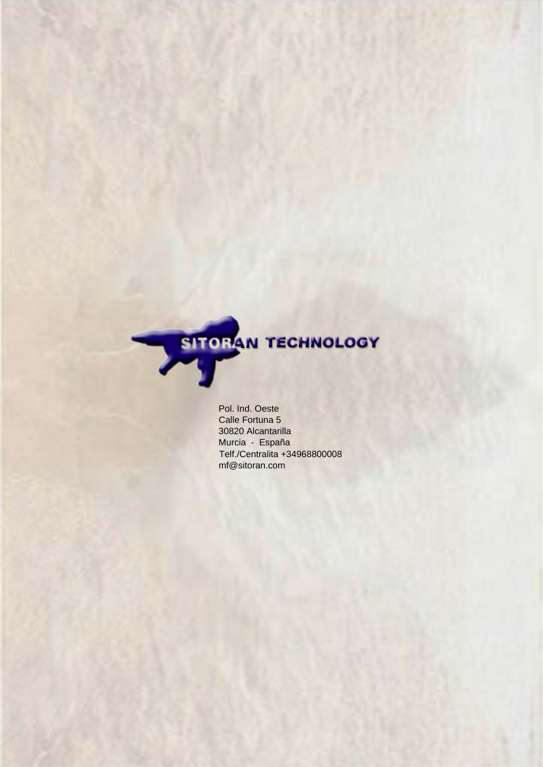SITORAN TECHNOLOGY

Pol. Ind. Oeste
Calle Fortuna 5
30820 Alcantarilla
Murcia - España
Telf./Centralita +34968800008
mf@sitoran.com